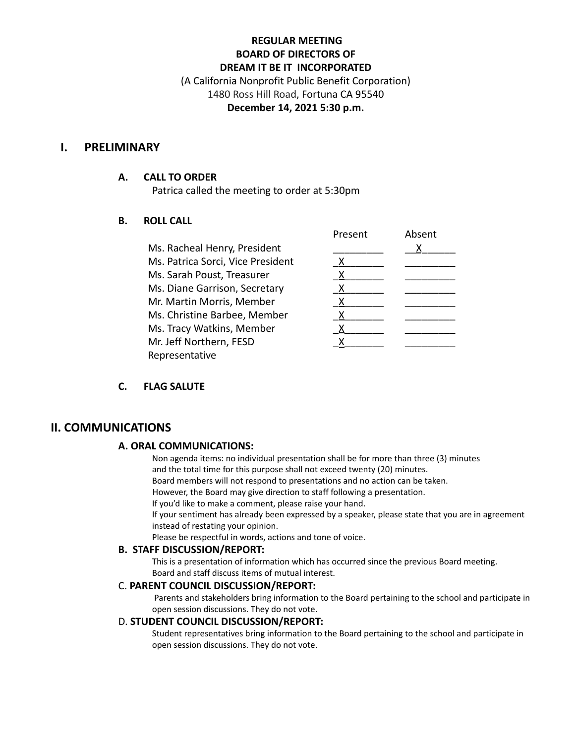**REGULAR MEETING**
**BOARD OF DIRECTORS OF**
**DREAM IT BE IT INCORPORATED**
(A California Nonprofit Public Benefit Corporation)
1480 Ross Hill Road, Fortuna CA 95540
**December 14, 2021 5:30 p.m.**

# I. PRELIMINARY

### A. CALL TO ORDER

Patrica called the meeting to order at 5:30pm

### B. ROLL CALL

| | Present | Absent |
|---|---|---|
| Ms. Racheal Henry, President | | X |
| Ms. Patrica Sorci, Vice President | X | |
| Ms. Sarah Poust, Treasurer | X | |
| Ms. Diane Garrison, Secretary | X | |
| Mr. Martin Morris, Member | X | |
| Ms. Christine Barbee, Member | X | |
| Ms. Tracy Watkins, Member | X | |
| Mr. Jeff Northern, FESD Representative | X | |

### C. FLAG SALUTE

# II. COMMUNICATIONS

### A. ORAL COMMUNICATIONS:

Non agenda items: no individual presentation shall be for more than three (3) minutes and the total time for this purpose shall not exceed twenty (20) minutes.
Board members will not respond to presentations and no action can be taken.
However, the Board may give direction to staff following a presentation.
If you'd like to make a comment, please raise your hand.
If your sentiment has already been expressed by a speaker, please state that you are in agreement instead of restating your opinion.
Please be respectful in words, actions and tone of voice.

### B. STAFF DISCUSSION/REPORT:

This is a presentation of information which has occurred since the previous Board meeting.
Board and staff discuss items of mutual interest.

### C. PARENT COUNCIL DISCUSSION/REPORT:

Parents and stakeholders bring information to the Board pertaining to the school and participate in open session discussions. They do not vote.

### D. STUDENT COUNCIL DISCUSSION/REPORT:

Student representatives bring information to the Board pertaining to the school and participate in open session discussions. They do not vote.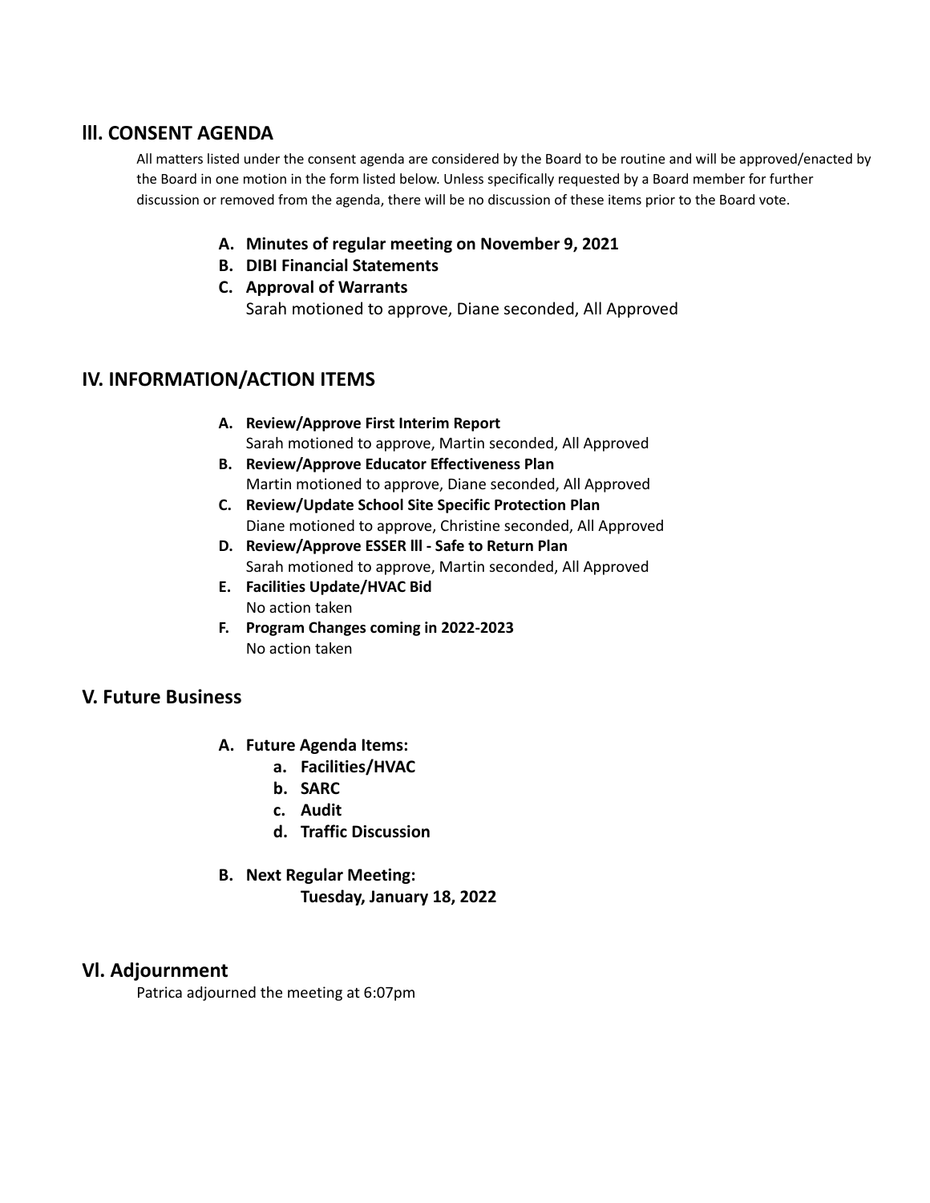## lll. CONSENT AGENDA

All matters listed under the consent agenda are considered by the Board to be routine and will be approved/enacted by the Board in one motion in the form listed below. Unless specifically requested by a Board member for further discussion or removed from the agenda, there will be no discussion of these items prior to the Board vote.

- **A. Minutes of regular meeting on November 9, 2021**
- **B. DIBI Financial Statements**
- **C. Approval of Warrants**
  Sarah motioned to approve, Diane seconded, All Approved

## IV. INFORMATION/ACTION ITEMS

- **A. Review/Approve First Interim Report**
  Sarah motioned to approve, Martin seconded, All Approved
- **B. Review/Approve Educator Effectiveness Plan**
  Martin motioned to approve, Diane seconded, All Approved
- **C. Review/Update School Site Specific Protection Plan**
  Diane motioned to approve, Christine seconded, All Approved
- **D. Review/Approve ESSER lll - Safe to Return Plan**
  Sarah motioned to approve, Martin seconded, All Approved
- **E. Facilities Update/HVAC Bid**
  No action taken
- **F. Program Changes coming in 2022-2023**
  No action taken

## V. Future Business

- **A. Future Agenda Items:**
  - **a. Facilities/HVAC**
  - **b. SARC**
  - **c. Audit**
  - **d. Traffic Discussion**
- **B. Next Regular Meeting:**
  **Tuesday, January 18, 2022**

## Vl. Adjournment

Patrica adjourned the meeting at 6:07pm